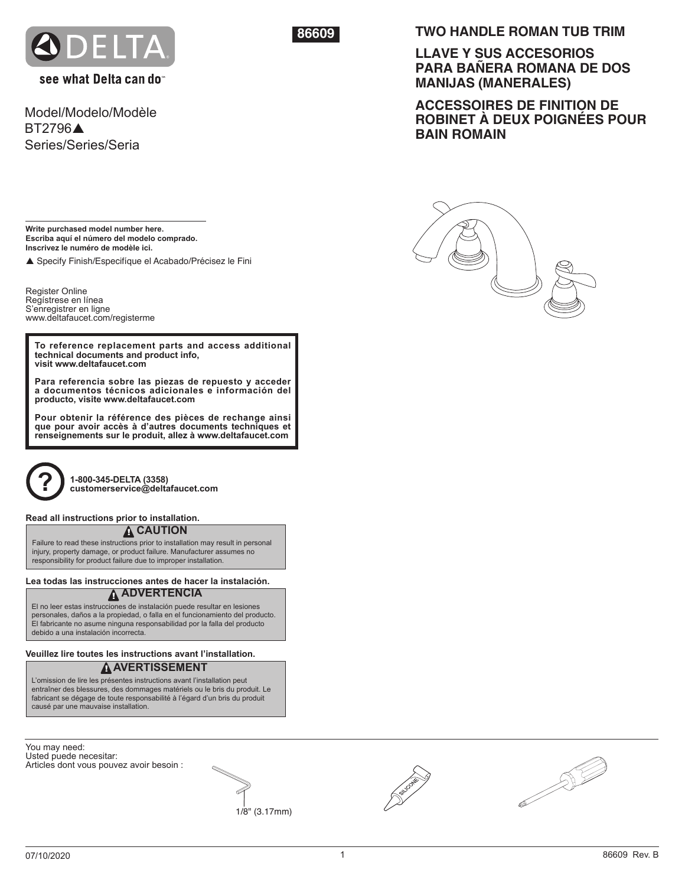DELTA

see what Delta can do™

86609

# TWO HANDLE ROMAN TUB TRIM

# LLAVE Y SUS ACCESORIOS PARA BAÑERA ROMANA DE DOS MANIJAS (MANERALES)

# ACCESSOIRES DE FINITION DE ROBINET À DEUX POIGNÉES POUR BAIN ROMAIN

Model/Modelo/Modèle
BT2796▲
Series/Series/Seria

**Write purchased model number here.**
**Escriba aquí el número del modelo comprado.**
**Inscrivez le numéro de modèle ici.**

▲ Specify Finish/Especifíque el Acabado/Précisez le Fini

Register Online
Regístrese en línea
S'enregistrer en ligne
www.deltafaucet.com/registerme

**To reference replacement parts and access additional technical documents and product info, visit www.deltafaucet.com**

**Para referencia sobre las piezas de repuesto y acceder a documentos técnicos adicionales e información del producto, visite www.deltafaucet.com**

**Pour obtenir la référence des pièces de rechange ainsi que pour avoir accès à d'autres documents techniques et renseignements sur le produit, allez à www.deltafaucet.com**

**1-800-345-DELTA (3358)**
**customerservice@deltafaucet.com**

**Read all instructions prior to installation.**

**⚠ CAUTION**

Failure to read these instructions prior to installation may result in personal injury, property damage, or product failure. Manufacturer assumes no responsibility for product failure due to improper installation.

**Lea todas las instrucciones antes de hacer la instalación.**

**⚠ ADVERTENCIA**

El no leer estas instrucciones de instalación puede resultar en lesiones personales, daños a la propiedad, o falla en el funcionamiento del producto. El fabricante no asume ninguna responsabilidad por la falla del producto debido a una instalación incorrecta.

**Veuillez lire toutes les instructions avant l'installation.**

**⚠ AVERTISSEMENT**

L'omission de lire les présentes instructions avant l'installation peut entraîner des blessures, des dommages matériels ou le bris du produit. Le fabricant se dégage de toute responsabilité à l'égard d'un bris du produit causé par une mauvaise installation.

You may need:
Usted puede necesitar:
Articles dont vous pouvez avoir besoin :

1/8" (3.17mm)

SILICONE

07/10/2020

86609 Rev. B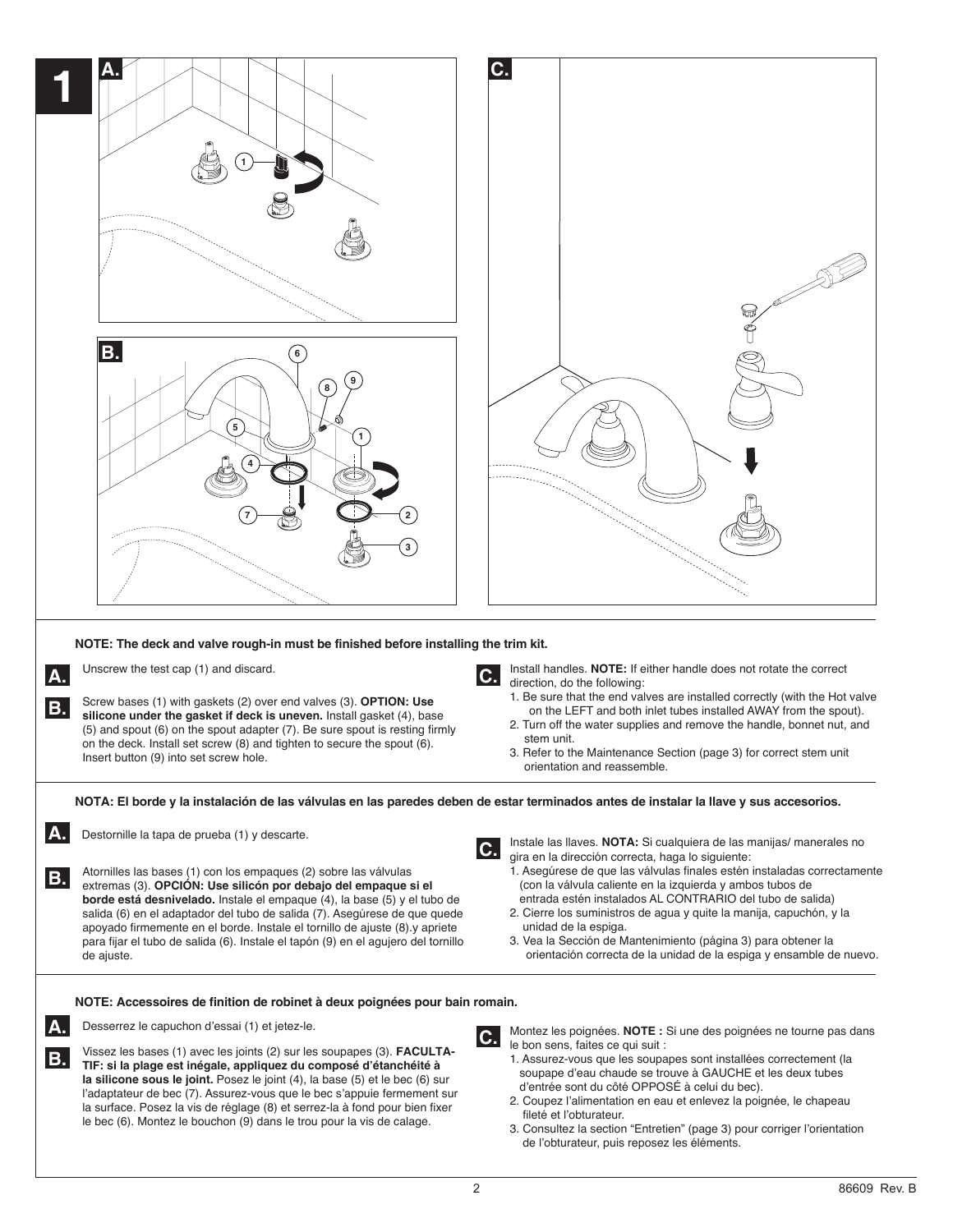**1**

**NOTE: The deck and valve rough-in must be finished before installing the trim kit.**

**A.** Unscrew the test cap (1) and discard.

**B.** Screw bases (1) with gaskets (2) over end valves (3). **OPTION: Use silicone under the gasket if deck is uneven.** Install gasket (4), base (5) and spout (6) on the spout adapter (7). Be sure spout is resting firmly on the deck. Install set screw (8) and tighten to secure the spout (6). Insert button (9) into set screw hole.

**C.** Install handles. **NOTE:** If either handle does not rotate the correct direction, do the following:

1. Be sure that the end valves are installed correctly (with the Hot valve on the LEFT and both inlet tubes installed AWAY from the spout).
2. Turn off the water supplies and remove the handle, bonnet nut, and stem unit.
3. Refer to the Maintenance Section (page 3) for correct stem unit orientation and reassemble.

**NOTA: El borde y la instalación de las válvulas en las paredes deben de estar terminados antes de instalar la llave y sus accesorios.**

**A.** Destornille la tapa de prueba (1) y descarte.

**B.** Atornilles las bases (1) con los empaques (2) sobre las válvulas extremas (3). **OPCIÓN: Use silicón por debajo del empaque si el borde está desnivelado.** Instale el empaque (4), la base (5) y el tubo de salida (6) en el adaptador del tubo de salida (7). Asegúrese de que quede apoyado firmemente en el borde. Instale el tornillo de ajuste (8).y apriete para fijar el tubo de salida (6). Instale el tapón (9) en el agujero del tornillo de ajuste.

**C.** Instale las llaves. **NOTA:** Si cualquiera de las manijas/ manerales no gira en la dirección correcta, haga lo siguiente:

1. Asegúrese de que las válvulas finales estén instaladas correctamente (con la válvula caliente en la izquierda y ambos tubos de entrada estén instalados AL CONTRARIO del tubo de salida)
2. Cierre los suministros de agua y quite la manija, capuchón, y la unidad de la espiga.
3. Vea la Sección de Mantenimiento (página 3) para obtener la orientación correcta de la unidad de la espiga y ensamble de nuevo.

**NOTE: Accessoires de finition de robinet à deux poignées pour bain romain.**

**A.** Desserrez le capuchon d'essai (1) et jetez-le.

**B.** Vissez les bases (1) avec les joints (2) sur les soupapes (3). **FACULTATIF: si la plage est inégale, appliquez du composé d'étanchéité à la silicone sous le joint.** Posez le joint (4), la base (5) et le bec (6) sur l'adaptateur de bec (7). Assurez-vous que le bec s'appuie fermement sur la surface. Posez la vis de réglage (8) et serrez-la à fond pour bien fixer le bec (6). Montez le bouchon (9) dans le trou pour la vis de calage.

**C.** Montez les poignées. **NOTE :** Si une des poignées ne tourne pas dans le bon sens, faites ce qui suit :

1. Assurez-vous que les soupapes sont installées correctement (la soupape d'eau chaude se trouve à GAUCHE et les deux tubes d'entrée sont du côté OPPOSÉ à celui du bec).
2. Coupez l'alimentation en eau et enlevez la poignée, le chapeau fileté et l'obturateur.
3. Consultez la section "Entretien" (page 3) pour corriger l'orientation de l'obturateur, puis reposez les éléments.

86609 Rev. B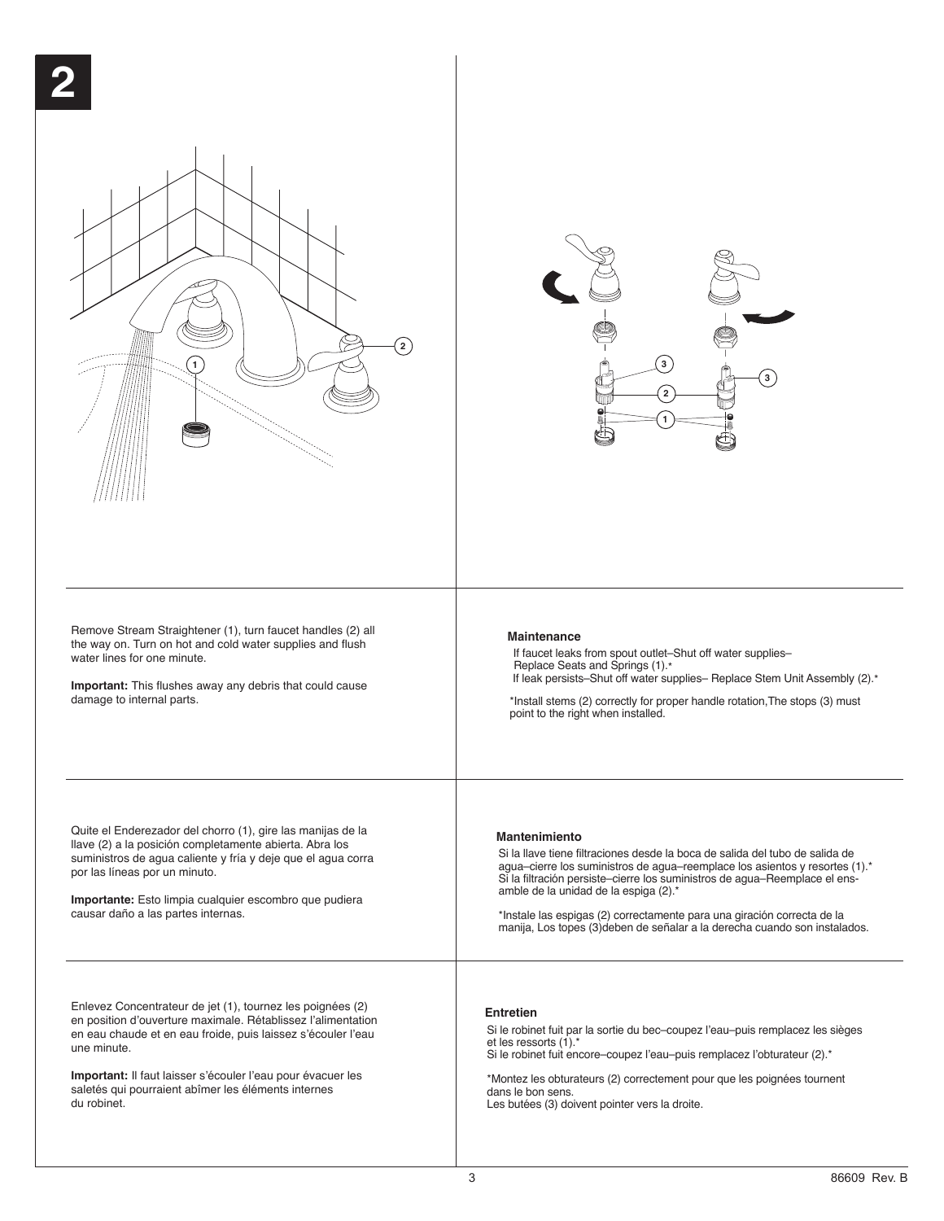# 2

Remove Stream Straightener (1), turn faucet handles (2) all the way on. Turn on hot and cold water supplies and flush water lines for one minute.

**Important:** This flushes away any debris that could cause damage to internal parts.

Quite el Enderezador del chorro (1), gire las manijas de la llave (2) a la posición completamente abierta. Abra los suministros de agua caliente y fría y deje que el agua corra por las líneas por un minuto.

**Importante:** Esto limpia cualquier escombro que pudiera causar daño a las partes internas.

Enlevez Concentrateur de jet (1), tournez les poignées (2) en position d'ouverture maximale. Rétablissez l'alimentation en eau chaude et en eau froide, puis laissez s'écouler l'eau une minute.

**Important:** Il faut laisser s'écouler l'eau pour évacuer les saletés qui pourraient abîmer les éléments internes du robinet.

**Maintenance**

If faucet leaks from spout outlet–Shut off water supplies– Replace Seats and Springs (1).*
If leak persists–Shut off water supplies– Replace Stem Unit Assembly (2).*

*Install stems (2) correctly for proper handle rotation,The stops (3) must point to the right when installed.

**Mantenimiento**

Si la llave tiene filtraciones desde la boca de salida del tubo de salida de agua–cierre los suministros de agua–reemplace los asientos y resortes (1).*
Si la filtración persiste–cierre los suministros de agua–Reemplace el ensamble de la unidad de la espiga (2).*

*Instale las espigas (2) correctamente para una giración correcta de la manija, Los topes (3)deben de señalar a la derecha cuando son instalados.

**Entretien**

Si le robinet fuit par la sortie du bec–coupez l'eau–puis remplacez les sièges et les ressorts (1).*
Si le robinet fuit encore–coupez l'eau–puis remplacez l'obturateur (2).*

*Montez les obturateurs (2) correctement pour que les poignées tournent dans le bon sens.
Les butées (3) doivent pointer vers la droite.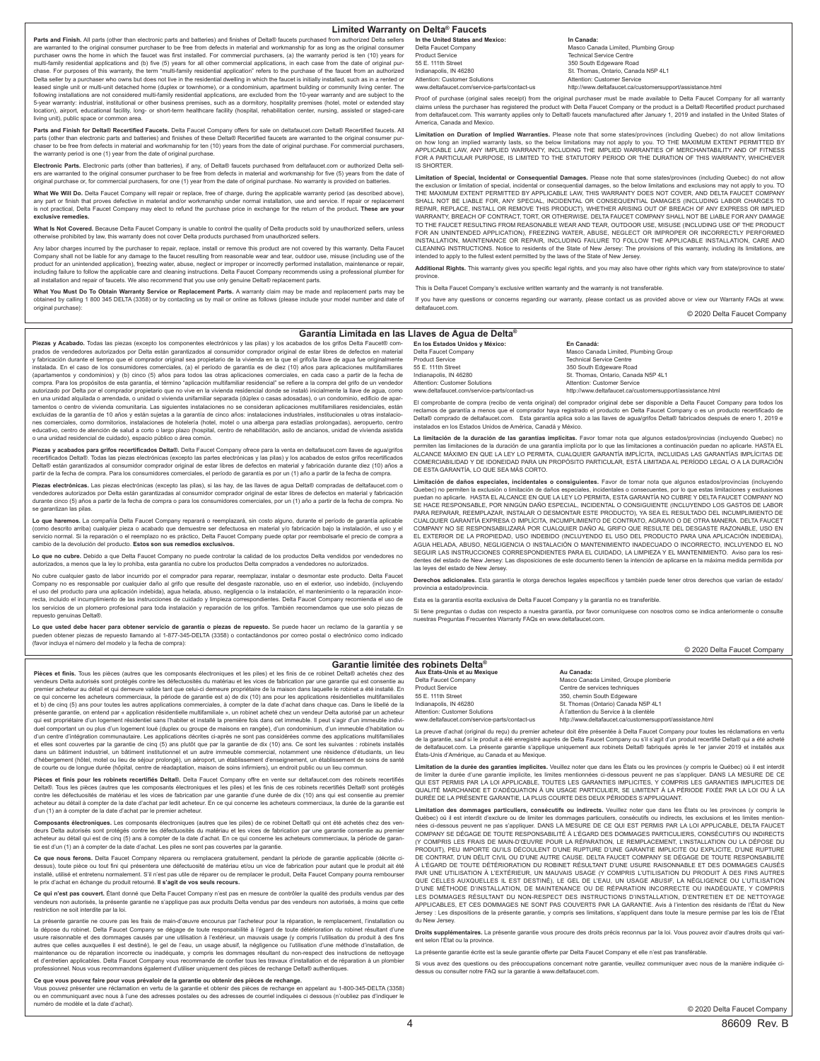# Limited Warranty on Delta® Faucets

**Parts and Finish.** All parts (other than electronic parts and batteries) and finishes of Delta® faucets purchased from authorized Delta sellers are warranted to the original consumer purchaser to be free from defects in material and workmanship for as long as the original consumer purchaser owns the home in which the faucet was first installed. For commercial purchasers, (a) the warranty period is ten (10) years for multi-family residential applications and (b) five (5) years for all other commercial applications, in each case from the date of original purchase. For purposes of this warranty, the term "multi-family residential application" refers to the purchase of the faucet from an authorized Delta seller by a purchaser who owns but does not live in the residential dwelling in which the faucet is initially installed, such as in a rented or leased single unit or multi-unit detached home (duplex or townhome), or a condominium, apartment building or community living center. The following installations are not considered multi-family residential applications, are excluded from the 10-year warranty and are subject to the 5-year warranty: industrial, institutional or other business premises, such as a dormitory, hospitality premises (hotel, motel or extended stay location), airport, educational facility, long- or short-term healthcare facility (hospital, rehabilitation center, nursing, assisted or staged-care living unit), public space or common area.

**Parts and Finish for Delta® Recertified Faucets.** Delta Faucet Company offers for sale on deltafaucet.com Delta® Recertified faucets. All parts (other than electronic parts and batteries) and finishes of these Delta® Recertified faucets are warranted to the original consumer purchaser to be free from defects in material and workmanship for ten (10) years from the date of original purchase. For commercial purchasers, the warranty period is one (1) year from the date of original purchase.

**Electronic Parts.** Electronic parts (other than batteries), if any, of Delta® faucets purchased from deltafaucet.com or authorized Delta sellers are warranted to the original consumer purchaser to be free from defects in material and workmanship for five (5) years from the date of original purchase or, for commercial purchasers, for one (1) year from the date of original purchase. No warranty is provided on batteries.

**What We Will Do.** Delta Faucet Company will repair or replace, free of charge, during the applicable warranty period (as described above), any part or finish that proves defective in material and/or workmanship under normal installation, use and service. If repair or replacement is not practical, Delta Faucet Company may elect to refund the purchase price in exchange for the return of the product. **These are your exclusive remedies.**

**What Is Not Covered.** Because Delta Faucet Company is unable to control the quality of Delta products sold by unauthorized sellers, unless otherwise prohibited by law, this warranty does not cover Delta products purchased from unauthorized sellers.

Any labor charges incurred by the purchaser to repair, replace, install or remove this product are not covered by this warranty. Delta Faucet Company shall not be liable for any damage to the faucet resulting from reasonable wear and tear, outdoor use, misuse (including use of the product for an unintended application), freezing water, abuse, neglect or improper or incorrectly performed installation, maintenance or repair, including failure to follow the applicable care and cleaning instructions. Delta Faucet Company recommends using a professional plumber for all installation and repair of faucets. We also recommend that you use only genuine Delta® replacement parts.

**What You Must Do To Obtain Warranty Service or Replacement Parts.** A warranty claim may be made and replacement parts may be obtained by calling 1 800 345 DELTA (3358) or by contacting us by mail or online as follows (please include your model number and date of original purchase):

**In the United States and Mexico:**
Delta Faucet Company
Product Service
55 E. 111th Street
Indianapolis, IN 46280
Attention: Customer Solutions
www.deltafaucet.com/service-parts/contact-us

**In Canada:**
Masco Canada Limited, Plumbing Group
Technical Service Centre
350 South Edgeware Road
St. Thomas, Ontario, Canada N5P 4L1
Attention: Customer Service
http://www.deltafaucet.ca/customersupport/assistance.html

Proof of purchase (original sales receipt) from the original purchaser must be made available to Delta Faucet Company for all warranty claims unless the purchaser has registered the product with Delta Faucet Company or the product is a Delta® Recertified product purchased from deltafaucet.com. This warranty applies only to Delta® faucets manufactured after January 1, 2019 and installed in the United States of America, Canada and Mexico.

**Limitation on Duration of Implied Warranties.** Please note that some states/provinces (including Quebec) do not allow limitations on how long an implied warranty lasts, so the below limitations may not apply to you. TO THE MAXIMUM EXTENT PERMITTED BY APPLICABLE LAW, ANY IMPLIED WARRANTY, INCLUDING THE IMPLIED WARRANTIES OF MERCHANTABILITY AND OF FITNESS FOR A PARTICULAR PURPOSE, IS LIMITED TO THE STATUTORY PERIOD OR THE DURATION OF THIS WARRANTY, WHICHEVER IS SHORTER.

**Limitation of Special, Incidental or Consequential Damages.** Please note that some states/provinces (including Quebec) do not allow the exclusion or limitation of special, incidental or consequential damages, so the below limitations and exclusions may not apply to you. TO THE MAXIMUM EXTENT PERMITTED BY APPLICABLE LAW, THIS WARRANTY DOES NOT COVER, AND DELTA FAUCET COMPANY SHALL NOT BE LIABLE FOR, ANY SPECIAL, INCIDENTAL OR CONSEQUENTIAL DAMAGES (INCLUDING LABOR CHARGES TO REPAIR, REPLACE, INSTALL OR REMOVE THIS PRODUCT), WHETHER ARISING OUT OF BREACH OF ANY EXPRESS OR IMPLIED WARRANTY, BREACH OF CONTRACT, TORT, OR OTHERWISE. DELTA FAUCET COMPANY SHALL NOT BE LIABLE FOR ANY DAMAGE TO THE FAUCET RESULTING FROM REASONABLE WEAR AND TEAR, OUTDOOR USE, MISUSE (INCLUDING USE OF THE PRODUCT FOR AN UNINTENDED APPLICATION), FREEZING WATER, ABUSE, NEGLECT OR IMPROPER OR INCORRECTLY PERFORMED INSTALLATION, MAINTENANCE OR REPAIR, INCLUDING FAILURE TO FOLLOW THE APPLICABLE INSTALLATION, CARE AND CLEANING INSTRUCTIONS. Notice to residents of the State of New Jersey: The provisions of this warranty, including its limitations, are intended to apply to the fullest extent permitted by the laws of the State of New Jersey.

**Additional Rights.** This warranty gives you specific legal rights, and you may also have other rights which vary from state/province to state/province.

This is Delta Faucet Company's exclusive written warranty and the warranty is not transferable.

If you have any questions or concerns regarding our warranty, please contact us as provided above or view our Warranty FAQs at www.deltafaucet.com.

© 2020 Delta Faucet Company

# Garantía Limitada en las Llaves de Agua de Delta®

**Piezas y Acabado.** Todas las piezas (excepto los componentes electrónicos y las pilas) y los acabados de los grifos Delta Faucet® comprados de vendedores autorizados por Delta están garantizados al consumidor comprador original de estar libres de defectos en material y fabricación durante el tiempo que el comprador original sea propietario de la vivienda en la que el grifo/la llave de agua fue originalmente instalada. En el caso de los consumidores comerciales, (a) el período de garantía es de diez (10) años para aplicaciones multifamiliares (apartamentos y condominios) y (b) cinco (5) años para todas las otras aplicaciones comerciales, a partir de la fecha de compra. Para los propósitos de esta garantía, el término "aplicación multifamiliar residencial" se refiere a la compra del grifo de un vendedor autorizado por Delta por el comprador propietario que no vive en la vivienda residencial donde se instaló inicialmente la llave de agua, como en una unidad alquilada o arrendada, o unidad o vivienda unifamiliar separada (dúplex o casas adosadas), o un condominio, edificio de apartamentos o centro de vivienda comunitaria. Las siguientes instalaciones no se consideran aplicaciones multifamiliares residenciales, están excluidas de la garantía de 10 años y están sujetas a la garantía de cinco años: instalaciones industriales, institucionales u otras instalaciones comerciales, como dormitorios, instalaciones de hotelería (hotel, motel o una alberga para estadías prolongadas), aeropuerto, centro educativo, centro de atención de salud a corto o largo plazo (hospital, centro de rehabilitación, asilo de ancianos, unidad de vivienda asistida o una unidad residencial de cuidado), espacio público o área común.

**Piezas y acabados para grifos recertificados Delta®.** Delta Faucet Company ofrece para la venta en deltafaucet.com llaves de agua/grifos recertificados Delta®. Todas las piezas electrónicas (excepto las partes electrónicas y las pilas) y los acabados de estos grifos recertificados Delta® están garantizados al consumidor comprador original de estar libres de defectos en material y fabricación durante diez (10) años a partir de la fecha de compra. Para los consumidores comerciales, el período de garantía es por un (1) año a partir de la fecha de compra.

**Piezas electrónicas.** Las piezas electrónicas (excepto las pilas), si las hay, de las llaves de agua Delta® compradas de deltafaucet.com o vendedores autorizados por Delta están garantizadas al consumidor comprador original de estar libres de defectos en material y fabricación durante cinco (5) años a partir de la fecha de compra o para los consumidores comerciales, por un (1) año a partir de la fecha de compra. No se garantizan las pilas.

**Lo que haremos.** La compañía Delta Faucet Company reparará o reemplazará, sin costo alguno, durante el período de garantía aplicable (como descrito arriba) cualquier pieza o acabado que demuestre ser defectuosa en material y/o fabricación bajo la instalación, el uso y el servicio normal. Si la reparación o el reemplazo no es práctico, Delta Faucet Company puede optar por reembolsarle el precio de compra a cambio de la devolución del producto. **Estos son sus remedios exclusivos.**

**Lo que no cubre.** Debido a que Delta Faucet Company no puede controlar la calidad de los productos Delta vendidos por vendedores no autorizados, a menos que la ley lo prohíba, esta garantía no cubre los productos Delta comprados a vendedores no autorizados.

No cubre cualquier gasto de labor incurrido por el comprador para reparar, reemplazar, instalar o desmontar este producto. Delta Faucet Company no es responsable por cualquier daño al grifo que resulte del desgaste razonable, uso en el exterior, uso indebido, (incluyendo el uso del producto para una aplicación indebida), agua helada, abuso, negligencia o la instalación, el mantenimiento o la reparación incorrecta, incluido el incumplimiento de las instrucciones de cuidado y limpieza correspondientes. Delta Faucet Company recomienda el uso de los servicios de un plomero profesional para toda instalación y reparación de los grifos. También recomendamos que use solo piezas de repuesto genuinas Delta®.

**Lo que usted debe hacer para obtener servicio de garantía o piezas de repuesto.** Se puede hacer un reclamo de la garantía y se pueden obtener piezas de repuesto llamando al 1-877-345-DELTA (3358) o contactándonos por correo postal o electrónico como indicado (favor incluya el número del modelo y la fecha de compra):

**En los Estados Unidos y México:**
Delta Faucet Company
Product Service
55 E. 111th Street
Indianapolis, IN 46280
Attention: Customer Solutions
www.deltafaucet.com/service-parts/contact-us

**En Canadá:**
Masco Canada Limited, Plumbing Group
Technical Service Centre
350 South Edgeware Road
St. Thomas, Ontario, Canada N5P 4L1
Attention: Customer Service
http://www.deltafaucet.ca/customersupport/assistance.html

El comprobante de compra (recibo de venta original) del comprador original debe ser disponible a Delta Faucet Company para todos los reclamos de garantía a menos que el comprador haya registrado el producto en Delta Faucet Company o es un producto recertificado de Delta® comprado de deltafaucet.com. Esta garantía aplica solo a las llaves de agua/grifos Delta® fabricados después de enero 1, 2019 e instalados en los Estados Unidos de América, Canadá y México.

**La limitación de la duración de las garantías implícitas.** Favor tomar nota que algunos estados/provincias (incluyendo Quebec) no permiten las limitaciones de la duración de una garantía implícita por lo que las limitaciones a continuación puedan no aplicarle. HASTA EL ALCANCE MÁXIMO EN QUE LA LEY LO PERMITA, CUALQUIER GARANTÍA IMPLÍCITA, INCLUIDAS LAS GARANTÍAS IMPLÍCITAS DE COMERCIABILIDAD Y DE IDONEIDAD PARA UN PROPÓSITO PARTICULAR, ESTÁ LIMITADA AL PERÍODO LEGAL O A LA DURACIÓN DE ESTA GARANTÍA, LO QUE SEA MÁS CORTO.

**Limitación de daños especiales, incidentales o consiguientes.** Favor de tomar nota que algunos estados/provincias (incluyendo Quebec) no permiten la exclusión o limitación de daños especiales, incidentales o consecuentes, por lo que estas limitaciones y exclusiones puedan no aplicarle. HASTA EL ALCANCE EN QUE LA LEY LO PERMITA, ESTA GARANTÍA NO CUBRE Y DELTA FAUCET COMPANY NO SE HACE RESPONSABLE, POR NINGÚN DAÑO ESPECIAL, INCIDENTAL O CONSIGUIENTE (INCLUYENDO LOS GASTOS DE LABOR PARA REPARAR, REEMPLAZAR, INSTALAR O DESMONTAR ESTE PRODUCTO), YA SEA EL RESULTADO DEL INCUMPLIMIENTO DE CUALQUIER GARANTÍA EXPRESA O IMPLÍCITA, INCUMPLIMIENTO DE CONTRATO, AGRAVIO O DE OTRA MANERA. DELTA FAUCET COMPANY NO SE RESPONSABILIZARÁ POR CUALQUIER DAÑO AL GRIFO QUE RESULTE DEL DESGASTE RAZONABLE, USO EN EL EXTERIOR DE LA PROPIEDAD, USO INDEBIDO (INCLUYENDO EL USO DEL PRODUCTO PARA UNA APLICACIÓN INDEBIDA), AGUA HELADA, ABUSO, NEGLIGENCIA O INSTALACIÓN O MANTENIMIENTO INADECUADO O INCORRECTO, INCLUYENDO EL NO SEGUIR LAS INSTRUCCIONES CORRESPONDIENTES PARA EL CUIDADO, LA LIMPIEZA Y EL MANTENIMIENTO. Aviso para los residentes del estado de New Jersey: Las disposiciones de este documento tienen la intención de aplicarse en la máxima medida permitida por las leyes del estado de New Jersey.

**Derechos adicionales.** Esta garantía le otorga derechos legales específicos y también puede tener otros derechos que varían de estado/provincia a estado/provincia.

Esta es la garantía escrita exclusiva de Delta Faucet Company y la garantía no es transferible.

Si tiene preguntas o dudas con respecto a nuestra garantía, por favor comuníquese con nosotros como se indica anteriormente o consulte nuestras Preguntas Frecuentes Warranty FAQs en www.deltafaucet.com.

© 2020 Delta Faucet Company

# Garantie limitée des robinets Delta®

**Pièces et finis.** Tous les pièces (autres que les composants électroniques et les piles) et les finis de ce robinet Delta® achetés chez des vendeurs Delta autorisés sont protégés contre les défectuosités du matériau et les vices de fabrication par une garantie qui est consentie au premier acheteur au détail et qui demeure valide tant que celui-ci demeure propriétaire de la maison dans laquelle le robinet a été installé. En ce qui concerne les acheteurs commerciaux, la période de garantie est a) de dix (10) ans pour les applications résidentielles multifamiliales et b) de cinq (5) ans pour toutes les autres applications commerciales, à compter de la date d'achat dans chaque cas. Dans le libellé de la présente garantie, on entend par « application résidentielle multifamiliale », un robinet acheté chez un vendeur Delta autorisé par un acheteur qui est propriétaire d'un logement résidentiel sans l'habiter et installé la première fois dans cet immeuble. Il peut s'agir d'un immeuble individuel comportant un ou plus d'un logement loué (duplex ou groupe de maisons en rangée), d'un condominium, d'un immeuble d'habitation ou d'un centre d'intégration communautaire. Les applications décrites ci-après ne sont pas considérées comme des applications multifamiliales et elles sont couvertes par la garantie de cinq (5) ans plutôt que par la garantie de dix (10) ans. Ce sont les suivantes : robinets installés dans un bâtiment industriel, un bâtiment institutionnel et un autre immeuble commercial, notamment une résidence d'étudiants, un lieu d'hébergement (hôtel, motel ou lieu de séjour prolongé), un aéroport, un établissement d'enseignement, un établissement de soins de santé de courte ou de longue durée (hôpital, centre de réadaptation, maison de soins infirmiers), un endroit public ou un lieu commun.

**Pièces et finis pour les robinets recertifiés Delta®.** Delta Faucet Company offre en vente sur deltafaucet.com des robinets recertifiés Delta®. Tous les pièces (autres que les composants électroniques et les piles) et les finis de ce robinets recertifiés Delta® sont protégés contre les défectuosités de matériau et les vices de fabrication par une garantie d'une durée de dix (10) ans qui est consentie au premier acheteur au détail à compter de la date d'achat par ledit acheteur. En ce qui concerne les acheteurs commerciaux, la durée de la garantie est d'un (1) an à compter de la date d'achat par le premier acheteur.

**Composants électroniques.** Les composants électroniques (autres que les piles) de ce robinet Delta® qui ont été achetés chez des vendeurs Delta autorisés sont protégés contre les défectuosités du matériau et les vices de fabrication par une garantie consentie au premier acheteur au détail qui est de cinq (5) ans à compter de la date d'achat. En ce qui concerne les acheteurs commerciaux, la période de garantie est d'un (1) an à compter de la date d'achat. Les piles ne sont pas couvertes par la garantie.

**Ce que nous ferons.** Delta Faucet Company réparera ou remplacera gratuitement, pendant la période de garantie applicable (décrite ci-dessus), toute pièce ou tout fini qui présentera une défectuosité de matériau et/ou un vice de fabrication pour autant que le produit ait été installé, utilisé et entretenu normalement. S'il n'est pas utile de réparer ou de remplacer le produit, Delta Faucet Company pourra rembourser le prix d'achat en échange du produit retourné. **Il s'agit de vos seuls recours.**

**Ce qui n'est pas couvert.** Étant donné que Delta Faucet Company n'est pas en mesure de contrôler la qualité des produits vendus par des vendeurs non autorisés, la présente garantie ne s'applique pas aux produits Delta vendus par des vendeurs non autorisés, à moins que cette restriction ne soit interdite par la loi.

La présente garantie ne couvre pas les frais de main-d'œuvre encourus par l'acheteur pour la réparation, le remplacement, l'installation ou la dépose du robinet. Delta Faucet Company se dégage de toute responsabilité à l'égard de toute détérioration du robinet résultant d'une usure raisonnable et des dommages causés par une utilisation à l'extérieur, un mauvais usage (y compris l'utilisation du produit à des fins autres que celles auxquelles il est destiné), le gel de l'eau, un usage abusif, la négligence ou l'utilisation d'une méthode d'installation, de maintenance ou de réparation incorrecte ou inadéquate, y compris les dommages résultant du non-respect des instructions de nettoyage et d'entretien applicables. Delta Faucet Company vous recommande de confier tous les travaux d'installation et de réparation à un plombier professionnel. Nous vous recommandons également d'utiliser uniquement des pièces de rechange Delta® authentiques.

**Ce que vous pouvez faire pour vous prévaloir de la garantie ou obtenir des pièces de rechange.**
Vous pouvez présenter une réclamation en vertu de la garantie et obtenir des pièces de rechange en appelant au 1-800-345-DELTA (3358) ou en communiquant avec nous à l'une des adresses postales ou des adresses de courriel indiquées ci dessous (n'oubliez pas d'indiquer le numéro de modèle et la date d'achat).

**Aux États-Unis et au Mexique**
Delta Faucet Company
Product Service
55 E. 111th Street
Indianapolis, IN 46280
Attention: Customer Solutions
www.deltafaucet.com/service-parts/contact-us

**Au Canada:**
Masco Canada Limited, Groupe plomberie
Centre de services techniques
350, chemin South Edgeware
St. Thomas (Ontario) Canada N5P 4L1
À l'attention du Service à la clientèle
http://www.deltafaucet.ca/customersupport/assistance.html

La preuve d'achat (original du reçu) du premier acheteur doit être présentée à Delta Faucet Company pour toutes les réclamations en vertu de la garantie, sauf si le produit a été enregistré auprès de Delta Faucet Company ou s'il s'agit d'un produit recertifié Delta® qui a été acheté de deltafaucet.com. La présente garantie s'applique uniquement aux robinets Delta® fabriqués après le 1er janvier 2019 et installés aux États-Unis d'Amérique, au Canada et au Mexique.

**Limitation de la durée des garanties implicites.** Veuillez noter que dans les États ou les provinces (y compris le Québec) où il est interdit de limiter la durée d'une garantie implicite, les limites mentionnées ci-dessous peuvent ne pas s'appliquer. DANS LA MESURE DE CE QUI EST PERMIS PAR LA LOI APPLICABLE, TOUTES LES GARANTIES IMPLICITES, Y COMPRIS LES GARANTIES IMPLICITES DE QUALITÉ MARCHANDE ET D'ADÉQUATION À UN USAGE PARTICULIER, SE LIMITENT À LA PÉRIODE FIXÉE PAR LA LOI OU À LA DURÉE DE LA PRÉSENTE GARANTIE, LA PLUS COURTE DES DEUX PÉRIODES S'APPLIQUANT.

**Limitation des dommages particuliers, consécutifs ou indirects.** Veuillez noter que dans les États ou les provinces (y compris le Québec) où il est interdit d'exclure ou de limiter les dommages particuliers, consécutifs ou indirects, les exclusions et les limites mentionnées ci-dessous peuvent ne pas s'appliquer. DANS LA MESURE DE CE QUI EST PERMIS PAR LA LOI APPLICABLE, DELTA FAUCET COMPANY SE DÉGAGE DE TOUTE RESPONSABILITÉ À L'ÉGARD DES DOMMAGES PARTICULIERS, CONSÉCUTIFS OU INDIRECTS (Y COMPRIS LES FRAIS DE MAIN-D'ŒUVRE POUR LA RÉPARATION, LE REMPLACEMENT, L'INSTALLATION OU LA DÉPOSE DU PRODUIT), PEU IMPORTE QU'ILS DÉCOULENT D'UNE RUPTURE D'UNE GARANTIE IMPLICITE OU EXPLICITE, D'UNE RUPTURE DE CONTRAT, D'UN DÉLIT CIVIL OU D'UNE AUTRE CAUSE. DELTA FAUCET COMPANY SE DÉGAGE DE TOUTE RESPONSABILITÉ À L'ÉGARD DE TOUTE DÉTÉRIORATION DU ROBINET RÉSULTANT D'UNE USURE RAISONNABLE ET DES DOMMAGES CAUSÉS PAR UNE UTILISATION À L'EXTÉRIEUR, UN MAUVAIS USAGE (Y COMPRIS L'UTILISATION DU PRODUIT À DES FINS AUTRES QUE CELLES AUXQUELLES IL EST DESTINÉ), LE GEL DE L'EAU, UN USAGE ABUSIF, LA NÉGLIGENCE OU L'UTILISATION D'UNE MÉTHODE D'INSTALLATION, DE MAINTENANCE OU DE RÉPARATION INCORRECTE OU INADÉQUATE, Y COMPRIS LES DOMMAGES RÉSULTANT DU NON-RESPECT DES INSTRUCTIONS D'INSTALLATION, D'ENTRETIEN ET DE NETTOYAGE APPLICABLES, ET CES DOMMAGES NE SONT PAS COUVERTS PAR LA GARANTIE. Avis à l'intention des résidants de l'État du New Jersey : Les dispositions de la présente garantie, y compris ses limitations, s'appliquent dans toute la mesure permise par les lois de l'État du New Jersey.

**Droits supplémentaires.** La présente garantie vous procure des droits précis reconnus par la loi. Vous pouvez avoir d'autres droits qui varient selon l'État ou la province.

La présente garantie écrite est la seule garantie offerte par Delta Faucet Company et elle n'est pas transférable.

Si vous avez des questions ou des préoccupations concernant notre garantie, veuillez communiquer avec nous de la manière indiquée ci-dessus ou consulter notre FAQ sur la garantie à www.deltafaucet.com.

© 2020 Delta Faucet Company

86609 Rev. B